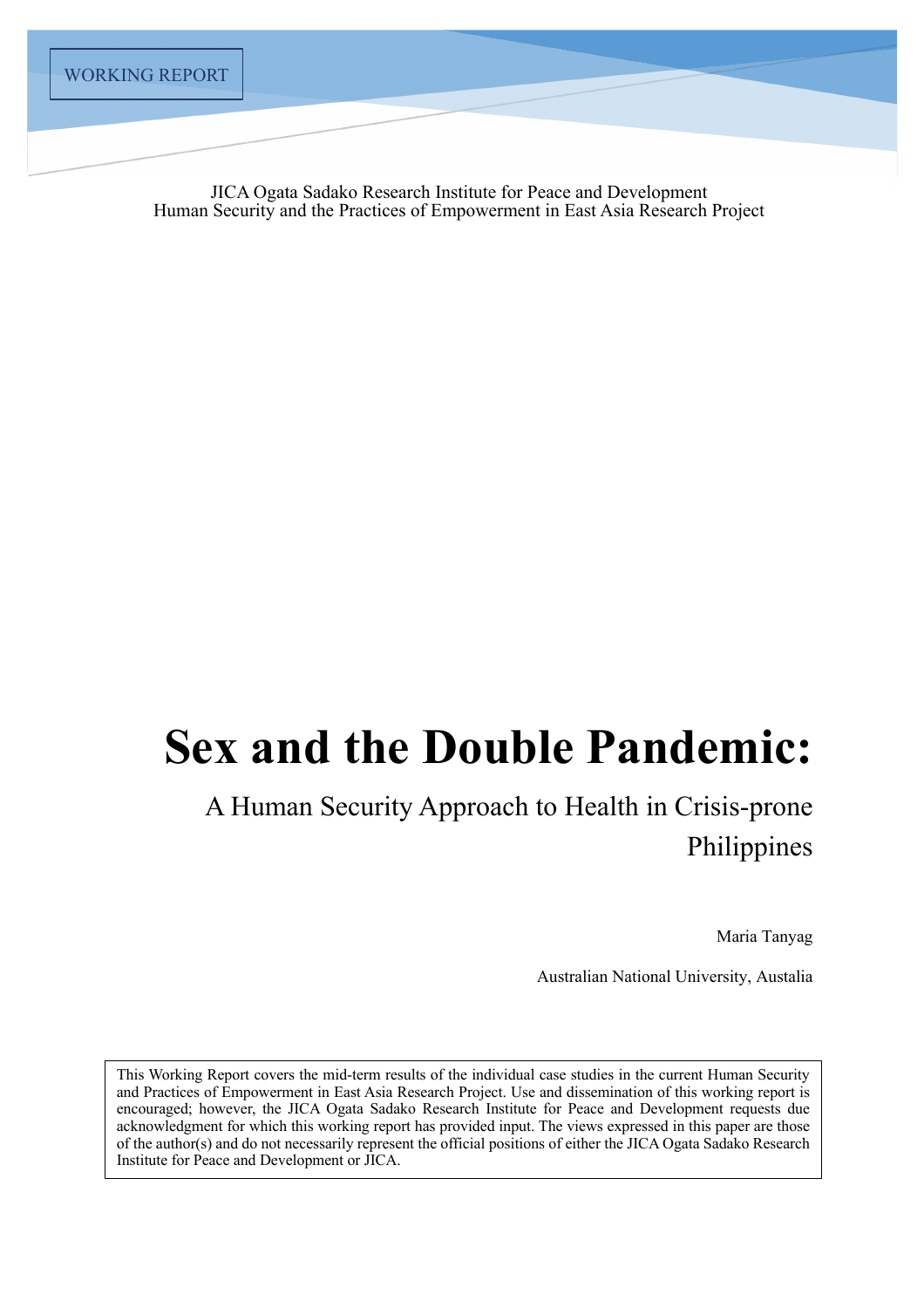WORKING REPORT

JICA Ogata Sadako Research Institute for Peace and Development
Human Security and the Practices of Empowerment in East Asia Research Project

# Sex and the Double Pandemic:

## A Human Security Approach to Health in Crisis-prone Philippines

Maria Tanyag

Australian National University, Austalia

This Working Report covers the mid-term results of the individual case studies in the current Human Security and Practices of Empowerment in East Asia Research Project. Use and dissemination of this working report is encouraged; however, the JICA Ogata Sadako Research Institute for Peace and Development requests due acknowledgment for which this working report has provided input. The views expressed in this paper are those of the author(s) and do not necessarily represent the official positions of either the JICA Ogata Sadako Research Institute for Peace and Development or JICA.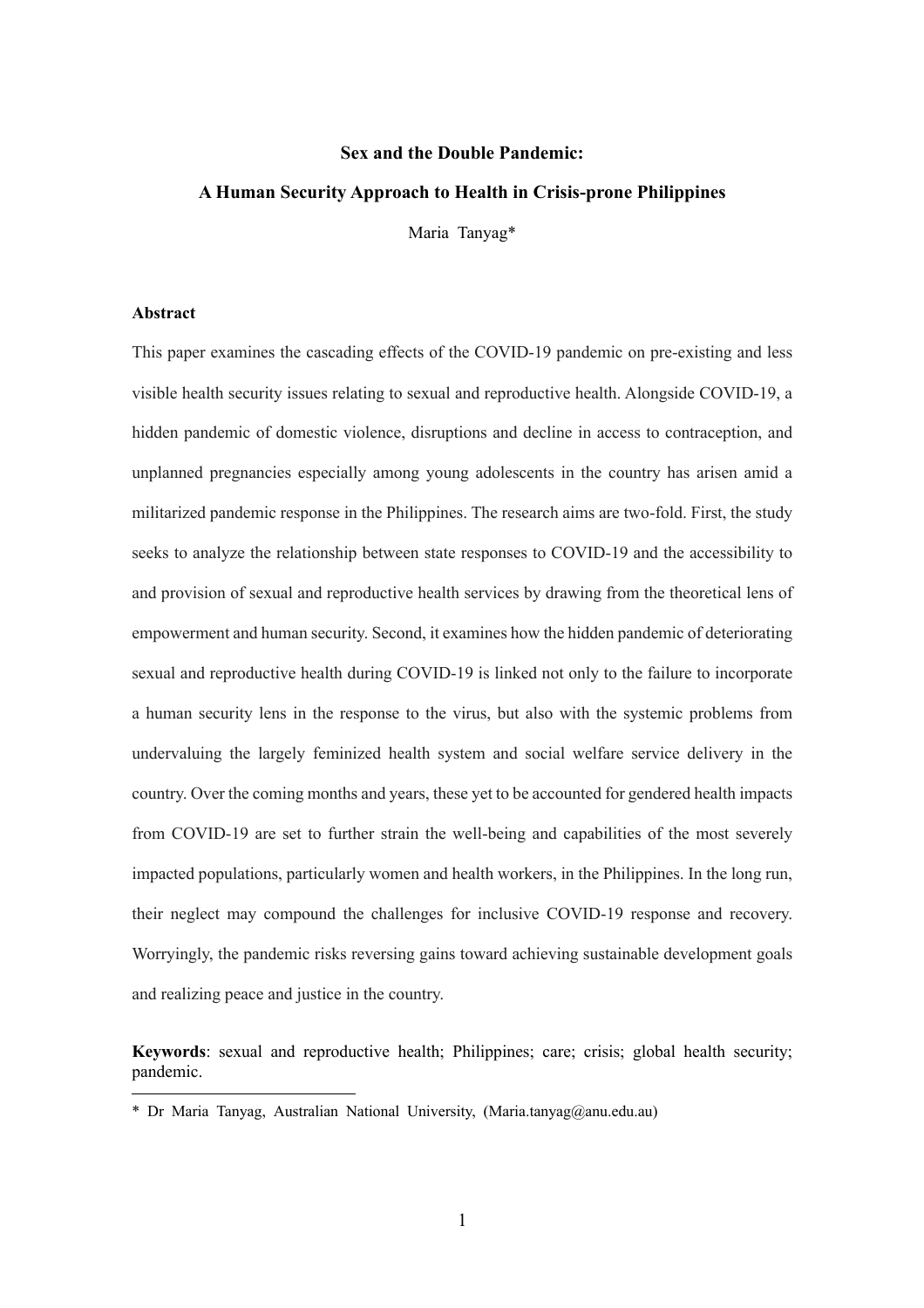**Sex and the Double Pandemic:**

**A Human Security Approach to Health in Crisis-prone Philippines**

Maria Tanyag*

**Abstract**

This paper examines the cascading effects of the COVID-19 pandemic on pre-existing and less visible health security issues relating to sexual and reproductive health. Alongside COVID-19, a hidden pandemic of domestic violence, disruptions and decline in access to contraception, and unplanned pregnancies especially among young adolescents in the country has arisen amid a militarized pandemic response in the Philippines. The research aims are two-fold. First, the study seeks to analyze the relationship between state responses to COVID-19 and the accessibility to and provision of sexual and reproductive health services by drawing from the theoretical lens of empowerment and human security. Second, it examines how the hidden pandemic of deteriorating sexual and reproductive health during COVID-19 is linked not only to the failure to incorporate a human security lens in the response to the virus, but also with the systemic problems from undervaluing the largely feminized health system and social welfare service delivery in the country. Over the coming months and years, these yet to be accounted for gendered health impacts from COVID-19 are set to further strain the well-being and capabilities of the most severely impacted populations, particularly women and health workers, in the Philippines. In the long run, their neglect may compound the challenges for inclusive COVID-19 response and recovery. Worryingly, the pandemic risks reversing gains toward achieving sustainable development goals and realizing peace and justice in the country.

**Keywords**: sexual and reproductive health; Philippines; care; crisis; global health security; pandemic.

---

* Dr Maria Tanyag, Australian National University, (Maria.tanyag@anu.edu.au)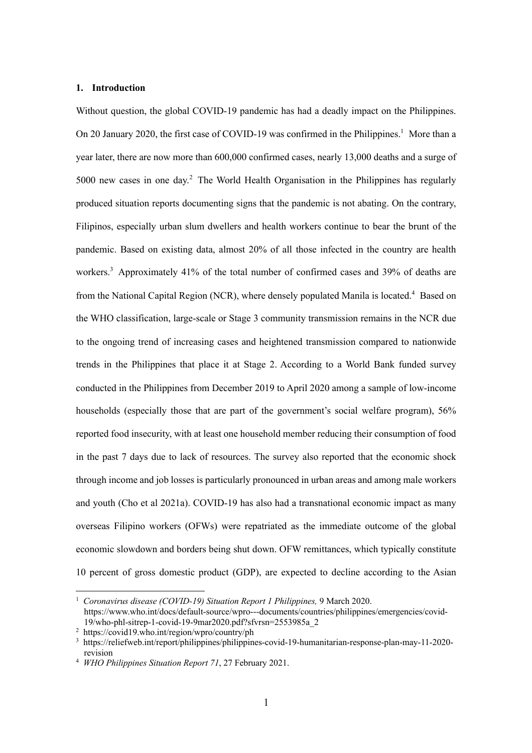## 1. Introduction

Without question, the global COVID-19 pandemic has had a deadly impact on the Philippines. On 20 January 2020, the first case of COVID-19 was confirmed in the Philippines.[1] More than a year later, there are now more than 600,000 confirmed cases, nearly 13,000 deaths and a surge of 5000 new cases in one day.[2] The World Health Organisation in the Philippines has regularly produced situation reports documenting signs that the pandemic is not abating. On the contrary, Filipinos, especially urban slum dwellers and health workers continue to bear the brunt of the pandemic. Based on existing data, almost 20% of all those infected in the country are health workers.[3] Approximately 41% of the total number of confirmed cases and 39% of deaths are from the National Capital Region (NCR), where densely populated Manila is located.[4] Based on the WHO classification, large-scale or Stage 3 community transmission remains in the NCR due to the ongoing trend of increasing cases and heightened transmission compared to nationwide trends in the Philippines that place it at Stage 2. According to a World Bank funded survey conducted in the Philippines from December 2019 to April 2020 among a sample of low-income households (especially those that are part of the government's social welfare program), 56% reported food insecurity, with at least one household member reducing their consumption of food in the past 7 days due to lack of resources. The survey also reported that the economic shock through income and job losses is particularly pronounced in urban areas and among male workers and youth (Cho et al 2021a). COVID-19 has also had a transnational economic impact as many overseas Filipino workers (OFWs) were repatriated as the immediate outcome of the global economic slowdown and borders being shut down. OFW remittances, which typically constitute 10 percent of gross domestic product (GDP), are expected to decline according to the Asian

---

[1] *Coronavirus disease (COVID-19) Situation Report 1 Philippines,* 9 March 2020. https://www.who.int/docs/default-source/wpro---documents/countries/philippines/emergencies/covid-19/who-phl-sitrep-1-covid-19-9mar2020.pdf?sfvrsn=2553985a_2

[2] https://covid19.who.int/region/wpro/country/ph

[3] https://reliefweb.int/report/philippines/philippines-covid-19-humanitarian-response-plan-may-11-2020-revision

[4] *WHO Philippines Situation Report 71*, 27 February 2021.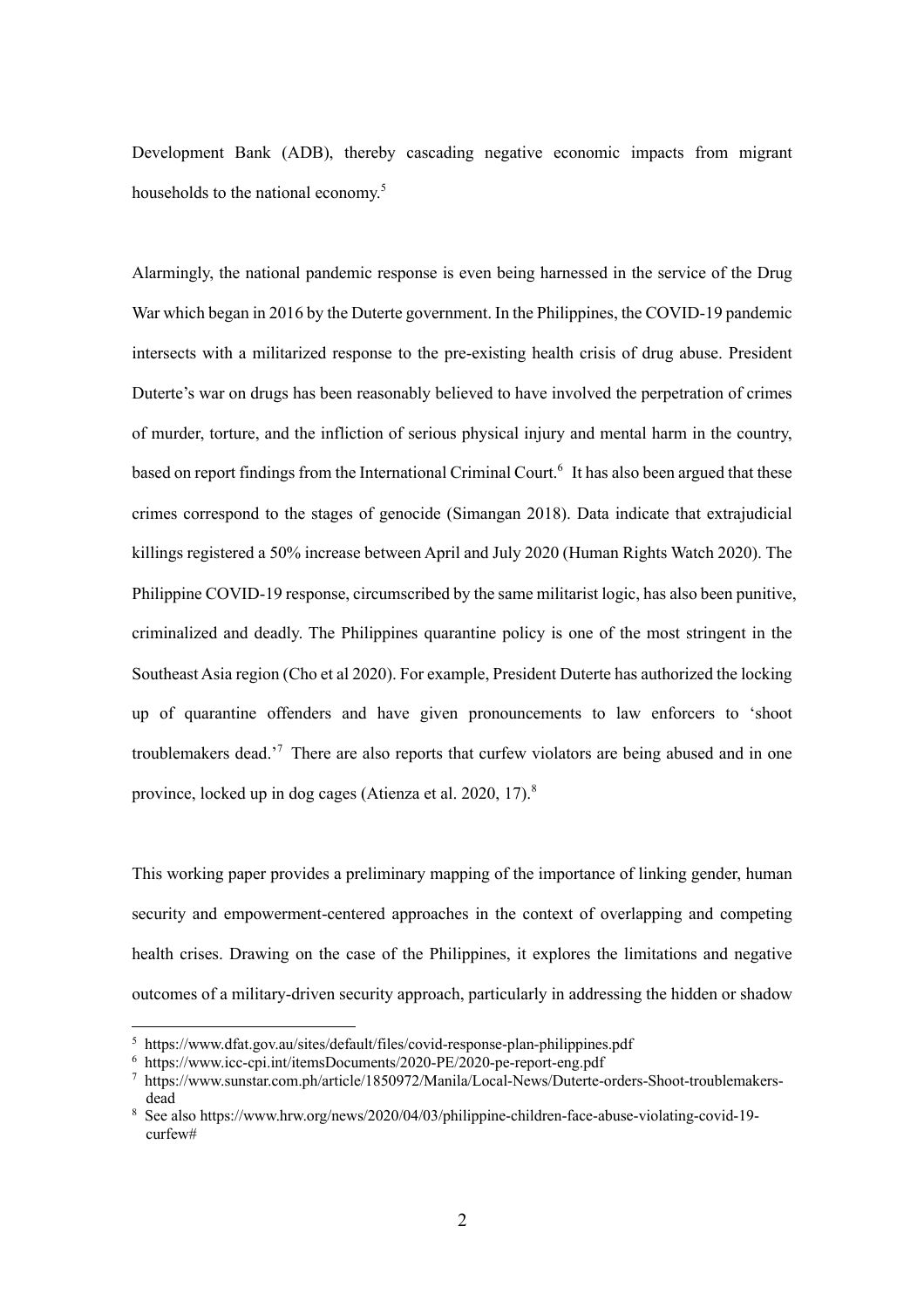Development Bank (ADB), thereby cascading negative economic impacts from migrant households to the national economy.[5]

Alarmingly, the national pandemic response is even being harnessed in the service of the Drug War which began in 2016 by the Duterte government. In the Philippines, the COVID-19 pandemic intersects with a militarized response to the pre-existing health crisis of drug abuse. President Duterte's war on drugs has been reasonably believed to have involved the perpetration of crimes of murder, torture, and the infliction of serious physical injury and mental harm in the country, based on report findings from the International Criminal Court.[6] It has also been argued that these crimes correspond to the stages of genocide (Simangan 2018). Data indicate that extrajudicial killings registered a 50% increase between April and July 2020 (Human Rights Watch 2020). The Philippine COVID-19 response, circumscribed by the same militarist logic, has also been punitive, criminalized and deadly. The Philippines quarantine policy is one of the most stringent in the Southeast Asia region (Cho et al 2020). For example, President Duterte has authorized the locking up of quarantine offenders and have given pronouncements to law enforcers to 'shoot troublemakers dead.'[7] There are also reports that curfew violators are being abused and in one province, locked up in dog cages (Atienza et al. 2020, 17).[8]

This working paper provides a preliminary mapping of the importance of linking gender, human security and empowerment-centered approaches in the context of overlapping and competing health crises. Drawing on the case of the Philippines, it explores the limitations and negative outcomes of a military-driven security approach, particularly in addressing the hidden or shadow

[5] https://www.dfat.gov.au/sites/default/files/covid-response-plan-philippines.pdf

[6] https://www.icc-cpi.int/itemsDocuments/2020-PE/2020-pe-report-eng.pdf

[7] https://www.sunstar.com.ph/article/1850972/Manila/Local-News/Duterte-orders-Shoot-troublemakers-dead

[8] See also https://www.hrw.org/news/2020/04/03/philippine-children-face-abuse-violating-covid-19-curfew#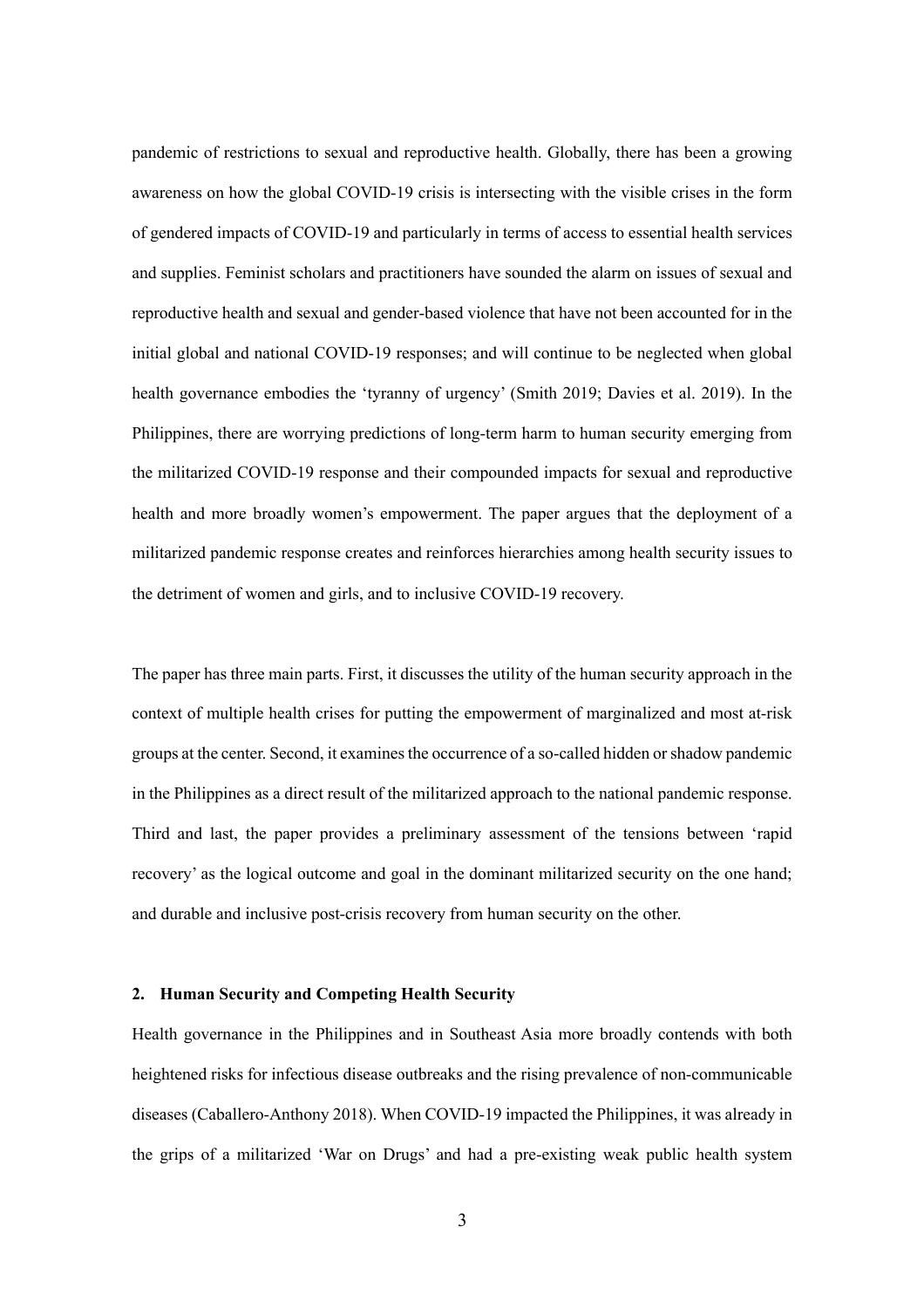pandemic of restrictions to sexual and reproductive health. Globally, there has been a growing awareness on how the global COVID-19 crisis is intersecting with the visible crises in the form of gendered impacts of COVID-19 and particularly in terms of access to essential health services and supplies. Feminist scholars and practitioners have sounded the alarm on issues of sexual and reproductive health and sexual and gender-based violence that have not been accounted for in the initial global and national COVID-19 responses; and will continue to be neglected when global health governance embodies the 'tyranny of urgency' (Smith 2019; Davies et al. 2019). In the Philippines, there are worrying predictions of long-term harm to human security emerging from the militarized COVID-19 response and their compounded impacts for sexual and reproductive health and more broadly women's empowerment. The paper argues that the deployment of a militarized pandemic response creates and reinforces hierarchies among health security issues to the detriment of women and girls, and to inclusive COVID-19 recovery.

The paper has three main parts. First, it discusses the utility of the human security approach in the context of multiple health crises for putting the empowerment of marginalized and most at-risk groups at the center. Second, it examines the occurrence of a so-called hidden or shadow pandemic in the Philippines as a direct result of the militarized approach to the national pandemic response. Third and last, the paper provides a preliminary assessment of the tensions between 'rapid recovery' as the logical outcome and goal in the dominant militarized security on the one hand; and durable and inclusive post-crisis recovery from human security on the other.

## 2. Human Security and Competing Health Security

Health governance in the Philippines and in Southeast Asia more broadly contends with both heightened risks for infectious disease outbreaks and the rising prevalence of non-communicable diseases (Caballero-Anthony 2018). When COVID-19 impacted the Philippines, it was already in the grips of a militarized 'War on Drugs' and had a pre-existing weak public health system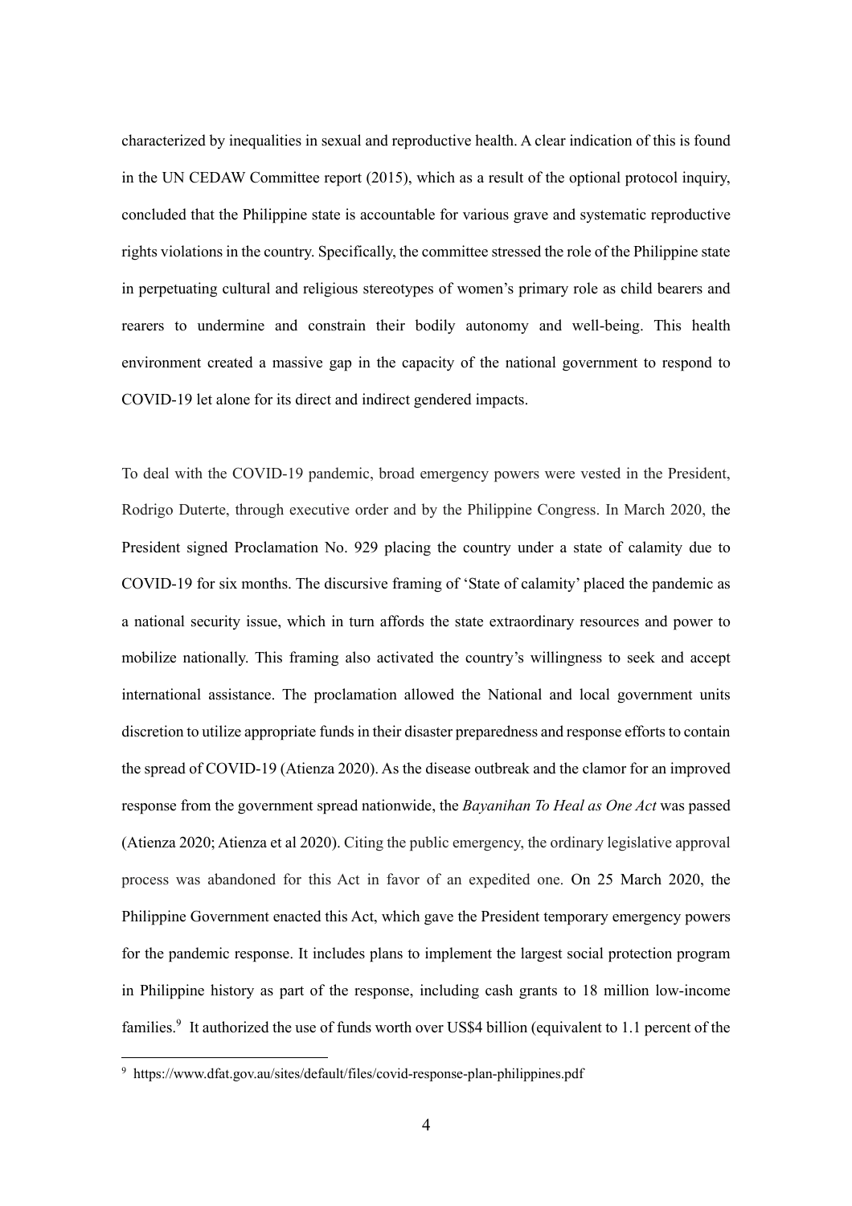characterized by inequalities in sexual and reproductive health. A clear indication of this is found in the UN CEDAW Committee report (2015), which as a result of the optional protocol inquiry, concluded that the Philippine state is accountable for various grave and systematic reproductive rights violations in the country. Specifically, the committee stressed the role of the Philippine state in perpetuating cultural and religious stereotypes of women's primary role as child bearers and rearers to undermine and constrain their bodily autonomy and well-being. This health environment created a massive gap in the capacity of the national government to respond to COVID-19 let alone for its direct and indirect gendered impacts.

To deal with the COVID-19 pandemic, broad emergency powers were vested in the President, Rodrigo Duterte, through executive order and by the Philippine Congress. In March 2020, the President signed Proclamation No. 929 placing the country under a state of calamity due to COVID-19 for six months. The discursive framing of 'State of calamity' placed the pandemic as a national security issue, which in turn affords the state extraordinary resources and power to mobilize nationally. This framing also activated the country's willingness to seek and accept international assistance. The proclamation allowed the National and local government units discretion to utilize appropriate funds in their disaster preparedness and response efforts to contain the spread of COVID-19 (Atienza 2020). As the disease outbreak and the clamor for an improved response from the government spread nationwide, the *Bayanihan To Heal as One Act* was passed (Atienza 2020; Atienza et al 2020). Citing the public emergency, the ordinary legislative approval process was abandoned for this Act in favor of an expedited one. On 25 March 2020, the Philippine Government enacted this Act, which gave the President temporary emergency powers for the pandemic response. It includes plans to implement the largest social protection program in Philippine history as part of the response, including cash grants to 18 million low-income families.[9] It authorized the use of funds worth over US$4 billion (equivalent to 1.1 percent of the

[9] https://www.dfat.gov.au/sites/default/files/covid-response-plan-philippines.pdf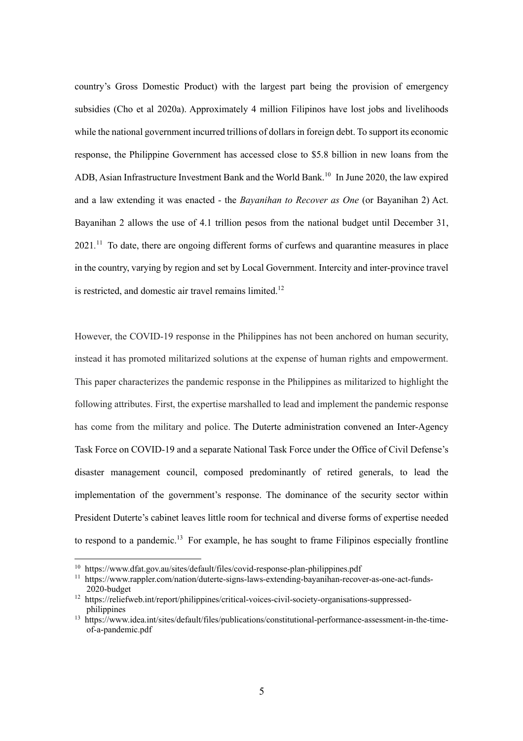country's Gross Domestic Product) with the largest part being the provision of emergency subsidies (Cho et al 2020a). Approximately 4 million Filipinos have lost jobs and livelihoods while the national government incurred trillions of dollars in foreign debt. To support its economic response, the Philippine Government has accessed close to $5.8 billion in new loans from the ADB, Asian Infrastructure Investment Bank and the World Bank.[10] In June 2020, the law expired and a law extending it was enacted - the *Bayanihan to Recover as One* (or Bayanihan 2) Act. Bayanihan 2 allows the use of 4.1 trillion pesos from the national budget until December 31, 2021.[11] To date, there are ongoing different forms of curfews and quarantine measures in place in the country, varying by region and set by Local Government. Intercity and inter-province travel is restricted, and domestic air travel remains limited.[12]

However, the COVID-19 response in the Philippines has not been anchored on human security, instead it has promoted militarized solutions at the expense of human rights and empowerment. This paper characterizes the pandemic response in the Philippines as militarized to highlight the following attributes. First, the expertise marshalled to lead and implement the pandemic response has come from the military and police. The Duterte administration convened an Inter-Agency Task Force on COVID-19 and a separate National Task Force under the Office of Civil Defense's disaster management council, composed predominantly of retired generals, to lead the implementation of the government's response. The dominance of the security sector within President Duterte's cabinet leaves little room for technical and diverse forms of expertise needed to respond to a pandemic.[13] For example, he has sought to frame Filipinos especially frontline

---

[10] https://www.dfat.gov.au/sites/default/files/covid-response-plan-philippines.pdf

[11] https://www.rappler.com/nation/duterte-signs-laws-extending-bayanihan-recover-as-one-act-funds-2020-budget

[12] https://reliefweb.int/report/philippines/critical-voices-civil-society-organisations-suppressed-philippines

[13] https://www.idea.int/sites/default/files/publications/constitutional-performance-assessment-in-the-time-of-a-pandemic.pdf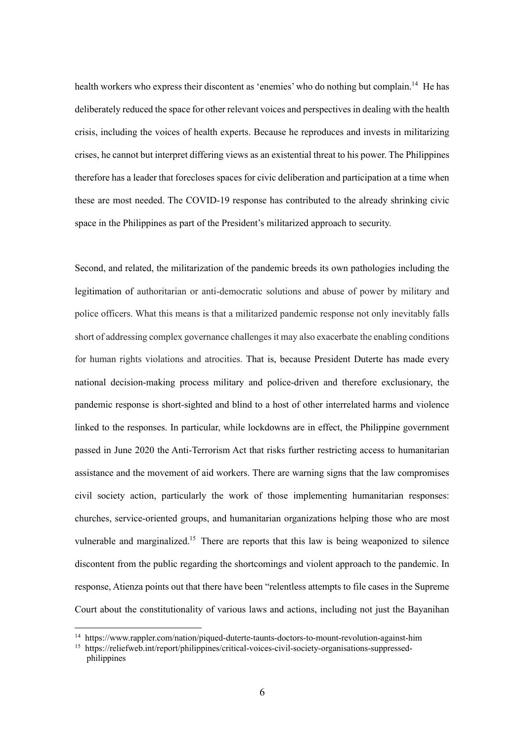health workers who express their discontent as 'enemies' who do nothing but complain.[14] He has deliberately reduced the space for other relevant voices and perspectives in dealing with the health crisis, including the voices of health experts. Because he reproduces and invests in militarizing crises, he cannot but interpret differing views as an existential threat to his power. The Philippines therefore has a leader that forecloses spaces for civic deliberation and participation at a time when these are most needed. The COVID-19 response has contributed to the already shrinking civic space in the Philippines as part of the President's militarized approach to security.

Second, and related, the militarization of the pandemic breeds its own pathologies including the legitimation of authoritarian or anti-democratic solutions and abuse of power by military and police officers. What this means is that a militarized pandemic response not only inevitably falls short of addressing complex governance challenges it may also exacerbate the enabling conditions for human rights violations and atrocities. That is, because President Duterte has made every national decision-making process military and police-driven and therefore exclusionary, the pandemic response is short-sighted and blind to a host of other interrelated harms and violence linked to the responses. In particular, while lockdowns are in effect, the Philippine government passed in June 2020 the Anti-Terrorism Act that risks further restricting access to humanitarian assistance and the movement of aid workers. There are warning signs that the law compromises civil society action, particularly the work of those implementing humanitarian responses: churches, service-oriented groups, and humanitarian organizations helping those who are most vulnerable and marginalized.[15] There are reports that this law is being weaponized to silence discontent from the public regarding the shortcomings and violent approach to the pandemic. In response, Atienza points out that there have been "relentless attempts to file cases in the Supreme Court about the constitutionality of various laws and actions, including not just the Bayanihan

---

[14] https://www.rappler.com/nation/piqued-duterte-taunts-doctors-to-mount-revolution-against-him

[15] https://reliefweb.int/report/philippines/critical-voices-civil-society-organisations-suppressed-philippines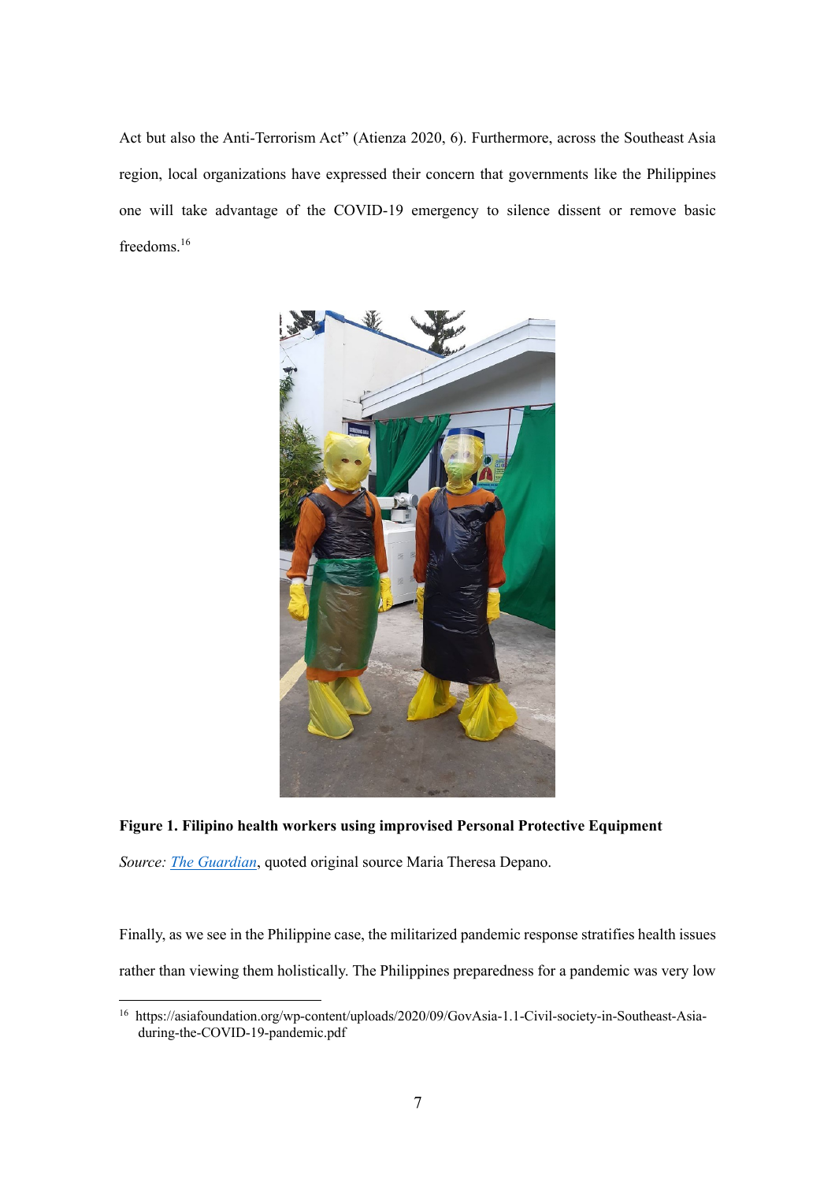Act but also the Anti-Terrorism Act" (Atienza 2020, 6). Furthermore, across the Southeast Asia region, local organizations have expressed their concern that governments like the Philippines one will take advantage of the COVID-19 emergency to silence dissent or remove basic freedoms.[16]

**Figure 1. Filipino health workers using improvised Personal Protective Equipment**

*Source: The Guardian*, quoted original source Maria Theresa Depano.

Finally, as we see in the Philippine case, the militarized pandemic response stratifies health issues rather than viewing them holistically. The Philippines preparedness for a pandemic was very low

[16] https://asiafoundation.org/wp-content/uploads/2020/09/GovAsia-1.1-Civil-society-in-Southeast-Asia-during-the-COVID-19-pandemic.pdf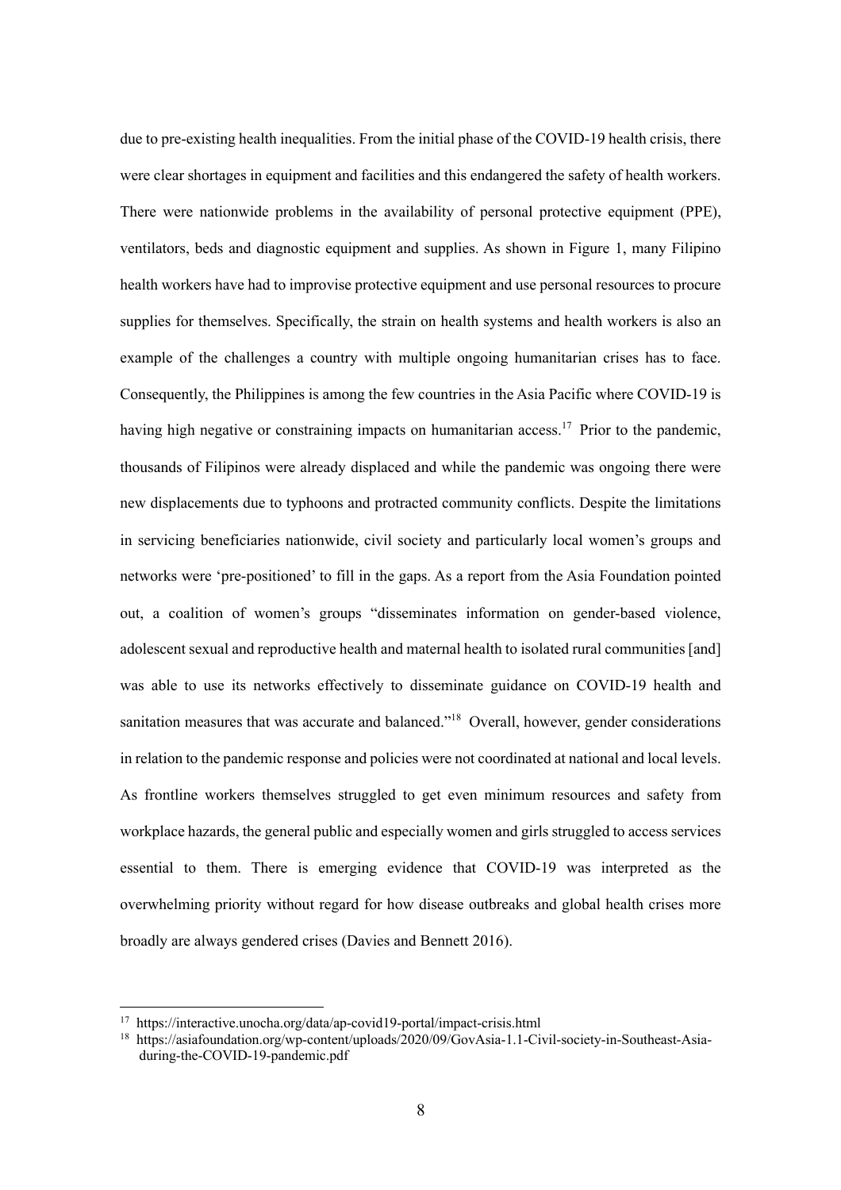due to pre-existing health inequalities. From the initial phase of the COVID-19 health crisis, there were clear shortages in equipment and facilities and this endangered the safety of health workers. There were nationwide problems in the availability of personal protective equipment (PPE), ventilators, beds and diagnostic equipment and supplies. As shown in Figure 1, many Filipino health workers have had to improvise protective equipment and use personal resources to procure supplies for themselves. Specifically, the strain on health systems and health workers is also an example of the challenges a country with multiple ongoing humanitarian crises has to face. Consequently, the Philippines is among the few countries in the Asia Pacific where COVID-19 is having high negative or constraining impacts on humanitarian access.[17] Prior to the pandemic, thousands of Filipinos were already displaced and while the pandemic was ongoing there were new displacements due to typhoons and protracted community conflicts. Despite the limitations in servicing beneficiaries nationwide, civil society and particularly local women's groups and networks were 'pre-positioned' to fill in the gaps. As a report from the Asia Foundation pointed out, a coalition of women's groups "disseminates information on gender-based violence, adolescent sexual and reproductive health and maternal health to isolated rural communities [and] was able to use its networks effectively to disseminate guidance on COVID-19 health and sanitation measures that was accurate and balanced."[18] Overall, however, gender considerations in relation to the pandemic response and policies were not coordinated at national and local levels. As frontline workers themselves struggled to get even minimum resources and safety from workplace hazards, the general public and especially women and girls struggled to access services essential to them. There is emerging evidence that COVID-19 was interpreted as the overwhelming priority without regard for how disease outbreaks and global health crises more broadly are always gendered crises (Davies and Bennett 2016).

---

[17] https://interactive.unocha.org/data/ap-covid19-portal/impact-crisis.html

[18] https://asiafoundation.org/wp-content/uploads/2020/09/GovAsia-1.1-Civil-society-in-Southeast-Asia-during-the-COVID-19-pandemic.pdf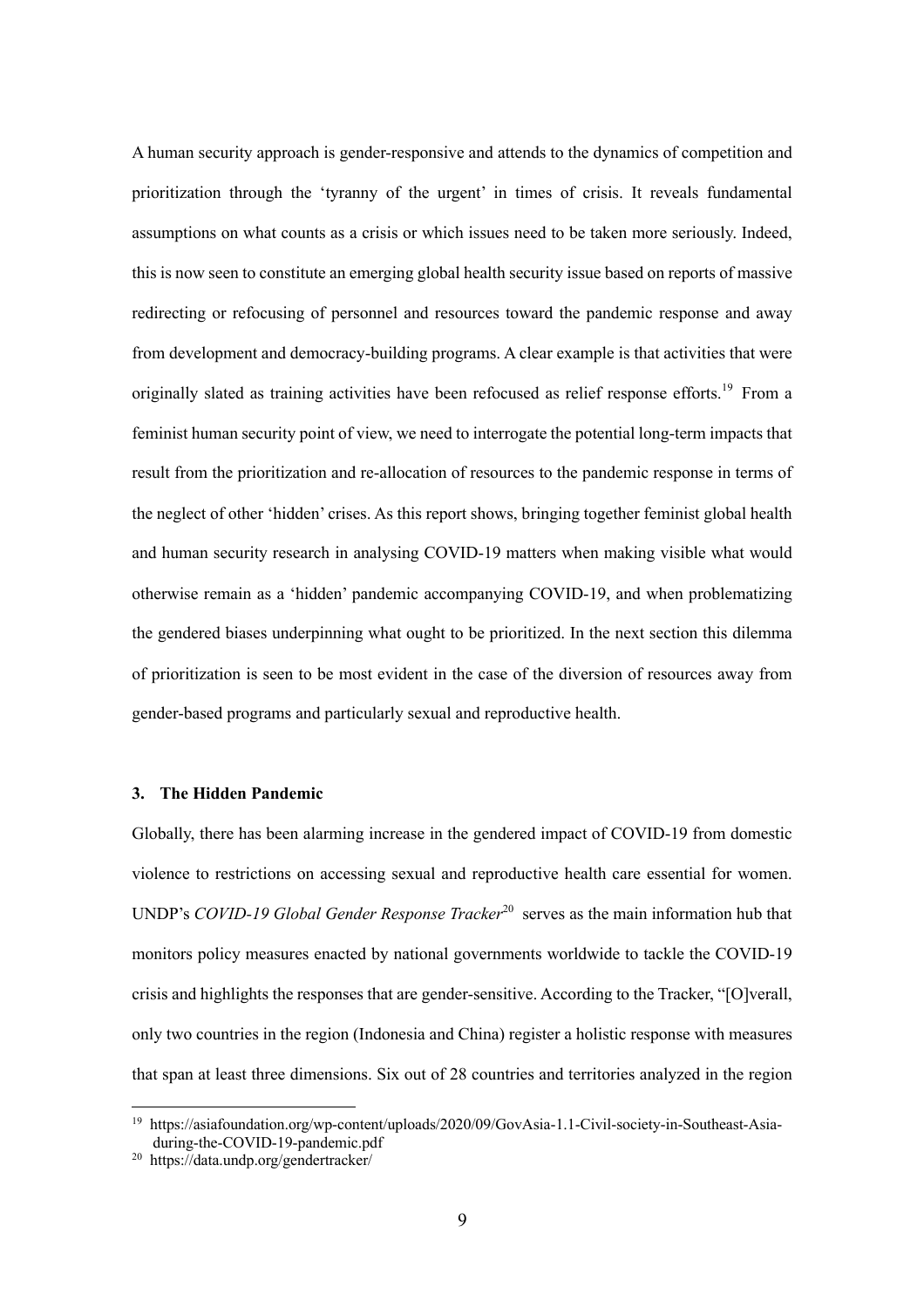A human security approach is gender-responsive and attends to the dynamics of competition and prioritization through the 'tyranny of the urgent' in times of crisis. It reveals fundamental assumptions on what counts as a crisis or which issues need to be taken more seriously. Indeed, this is now seen to constitute an emerging global health security issue based on reports of massive redirecting or refocusing of personnel and resources toward the pandemic response and away from development and democracy-building programs. A clear example is that activities that were originally slated as training activities have been refocused as relief response efforts.[19] From a feminist human security point of view, we need to interrogate the potential long-term impacts that result from the prioritization and re-allocation of resources to the pandemic response in terms of the neglect of other 'hidden' crises. As this report shows, bringing together feminist global health and human security research in analysing COVID-19 matters when making visible what would otherwise remain as a 'hidden' pandemic accompanying COVID-19, and when problematizing the gendered biases underpinning what ought to be prioritized. In the next section this dilemma of prioritization is seen to be most evident in the case of the diversion of resources away from gender-based programs and particularly sexual and reproductive health.

## 3. The Hidden Pandemic

Globally, there has been alarming increase in the gendered impact of COVID-19 from domestic violence to restrictions on accessing sexual and reproductive health care essential for women. UNDP's *COVID-19 Global Gender Response Tracker*[20] serves as the main information hub that monitors policy measures enacted by national governments worldwide to tackle the COVID-19 crisis and highlights the responses that are gender-sensitive. According to the Tracker, "[O]verall, only two countries in the region (Indonesia and China) register a holistic response with measures that span at least three dimensions. Six out of 28 countries and territories analyzed in the region

---

[19] https://asiafoundation.org/wp-content/uploads/2020/09/GovAsia-1.1-Civil-society-in-Southeast-Asia-during-the-COVID-19-pandemic.pdf

[20] https://data.undp.org/gendertracker/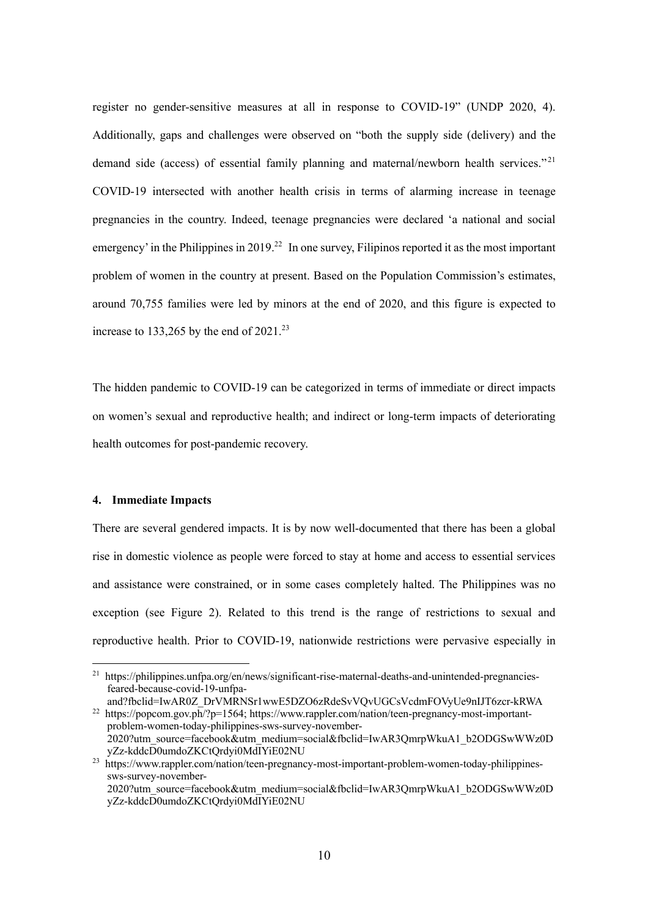register no gender-sensitive measures at all in response to COVID-19" (UNDP 2020, 4). Additionally, gaps and challenges were observed on "both the supply side (delivery) and the demand side (access) of essential family planning and maternal/newborn health services."[21] COVID-19 intersected with another health crisis in terms of alarming increase in teenage pregnancies in the country. Indeed, teenage pregnancies were declared 'a national and social emergency' in the Philippines in 2019.[22] In one survey, Filipinos reported it as the most important problem of women in the country at present. Based on the Population Commission's estimates, around 70,755 families were led by minors at the end of 2020, and this figure is expected to increase to 133,265 by the end of 2021.[23]

The hidden pandemic to COVID-19 can be categorized in terms of immediate or direct impacts on women's sexual and reproductive health; and indirect or long-term impacts of deteriorating health outcomes for post-pandemic recovery.

## 4. Immediate Impacts

There are several gendered impacts. It is by now well-documented that there has been a global rise in domestic violence as people were forced to stay at home and access to essential services and assistance were constrained, or in some cases completely halted. The Philippines was no exception (see Figure 2). Related to this trend is the range of restrictions to sexual and reproductive health. Prior to COVID-19, nationwide restrictions were pervasive especially in

---

[21] https://philippines.unfpa.org/en/news/significant-rise-maternal-deaths-and-unintended-pregnancies-feared-because-covid-19-unfpa-and?fbclid=IwAR0Z_DrVMRNSr1wwE5DZO6zRdeSvVQvUGCsVcdmFOVyUe9nIJT6zcr-kRWA

[22] https://popcom.gov.ph/?p=1564; https://www.rappler.com/nation/teen-pregnancy-most-important-problem-women-today-philippines-sws-survey-november-2020?utm_source=facebook&utm_medium=social&fbclid=IwAR3QmrpWkuA1_b2ODGSwWWz0DyZz-kddcD0umdoZKCtQrdyi0MdIYiE02NU

[23] https://www.rappler.com/nation/teen-pregnancy-most-important-problem-women-today-philippines-sws-survey-november-2020?utm_source=facebook&utm_medium=social&fbclid=IwAR3QmrpWkuA1_b2ODGSwWWz0DyZz-kddcD0umdoZKCtQrdyi0MdIYiE02NU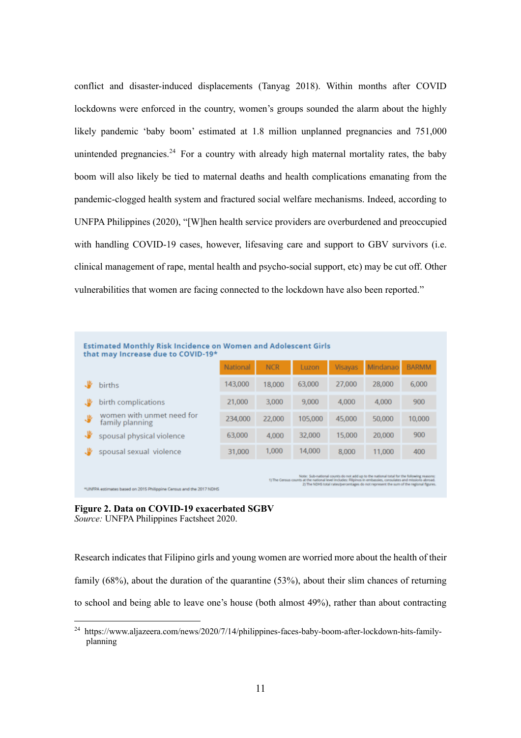conflict and disaster-induced displacements (Tanyag 2018). Within months after COVID lockdowns were enforced in the country, women's groups sounded the alarm about the highly likely pandemic 'baby boom' estimated at 1.8 million unplanned pregnancies and 751,000 unintended pregnancies.[24] For a country with already high maternal mortality rates, the baby boom will also likely be tied to maternal deaths and health complications emanating from the pandemic-clogged health system and fractured social welfare mechanisms. Indeed, according to UNFPA Philippines (2020), "[W]hen health service providers are overburdened and preoccupied with handling COVID-19 cases, however, lifesaving care and support to GBV survivors (i.e. clinical management of rape, mental health and psycho-social support, etc) may be cut off. Other vulnerabilities that women are facing connected to the lockdown have also been reported."

**Estimated Monthly Risk Incidence on Women and Adolescent Girls that may Increase due to COVID-19***

| | National | NCR | Luzon | Visayas | Mindanao | BARMM |
|---|---|---|---|---|---|---|
| births | 143,000 | 18,000 | 63,000 | 27,000 | 28,000 | 6,000 |
| birth complications | 21,000 | 3,000 | 9,000 | 4,000 | 4,000 | 900 |
| women with unmet need for family planning | 234,000 | 22,000 | 105,000 | 45,000 | 50,000 | 10,000 |
| spousal physical violence | 63,000 | 4,000 | 32,000 | 15,000 | 20,000 | 900 |
| spousal sexual violence | 31,000 | 1,000 | 14,000 | 8,000 | 11,000 | 400 |

Note: Sub-national counts do not add up to the national total for the following reasons:
1) The Census counts at the national level includes: Filipinos in embassies, consulates and missions abroad.
2) The NDHS total rates/percentages do not represent the sum of the regional figures.

*UNFPA estimates based on 2015 Philippine Census and the 2017 NDHS

**Figure 2. Data on COVID-19 exacerbated SGBV**
*Source:* UNFPA Philippines Factsheet 2020.

Research indicates that Filipino girls and young women are worried more about the health of their family (68%), about the duration of the quarantine (53%), about their slim chances of returning to school and being able to leave one's house (both almost 49%), rather than about contracting

[24] https://www.aljazeera.com/news/2020/7/14/philippines-faces-baby-boom-after-lockdown-hits-family-planning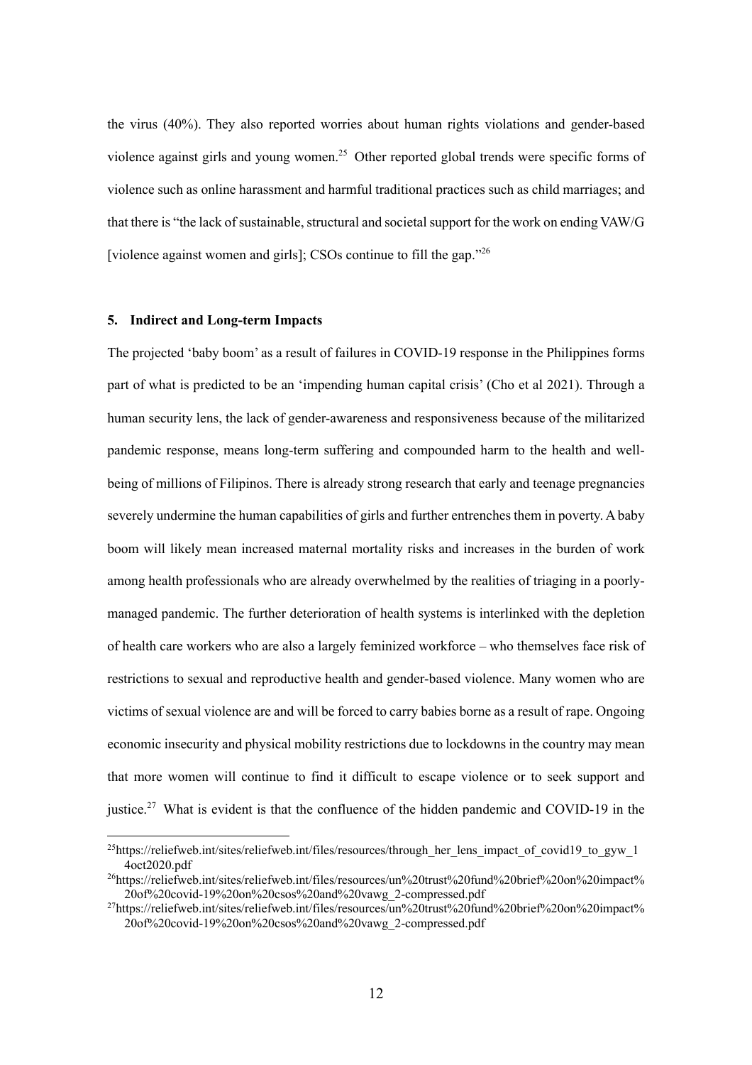the virus (40%). They also reported worries about human rights violations and gender-based violence against girls and young women.[25] Other reported global trends were specific forms of violence such as online harassment and harmful traditional practices such as child marriages; and that there is "the lack of sustainable, structural and societal support for the work on ending VAW/G [violence against women and girls]; CSOs continue to fill the gap."[26]

## 5. Indirect and Long-term Impacts

The projected 'baby boom' as a result of failures in COVID-19 response in the Philippines forms part of what is predicted to be an 'impending human capital crisis' (Cho et al 2021). Through a human security lens, the lack of gender-awareness and responsiveness because of the militarized pandemic response, means long-term suffering and compounded harm to the health and well-being of millions of Filipinos. There is already strong research that early and teenage pregnancies severely undermine the human capabilities of girls and further entrenches them in poverty. A baby boom will likely mean increased maternal mortality risks and increases in the burden of work among health professionals who are already overwhelmed by the realities of triaging in a poorly-managed pandemic. The further deterioration of health systems is interlinked with the depletion of health care workers who are also a largely feminized workforce – who themselves face risk of restrictions to sexual and reproductive health and gender-based violence. Many women who are victims of sexual violence are and will be forced to carry babies borne as a result of rape. Ongoing economic insecurity and physical mobility restrictions due to lockdowns in the country may mean that more women will continue to find it difficult to escape violence or to seek support and justice.[27] What is evident is that the confluence of the hidden pandemic and COVID-19 in the

---

[25] https://reliefweb.int/sites/reliefweb.int/files/resources/through_her_lens_impact_of_covid19_to_gyw_14oct2020.pdf

[26] https://reliefweb.int/sites/reliefweb.int/files/resources/un%20trust%20fund%20brief%20on%20impact%20of%20covid-19%20on%20csos%20and%20vawg_2-compressed.pdf

[27] https://reliefweb.int/sites/reliefweb.int/files/resources/un%20trust%20fund%20brief%20on%20impact%20of%20covid-19%20on%20csos%20and%20vawg_2-compressed.pdf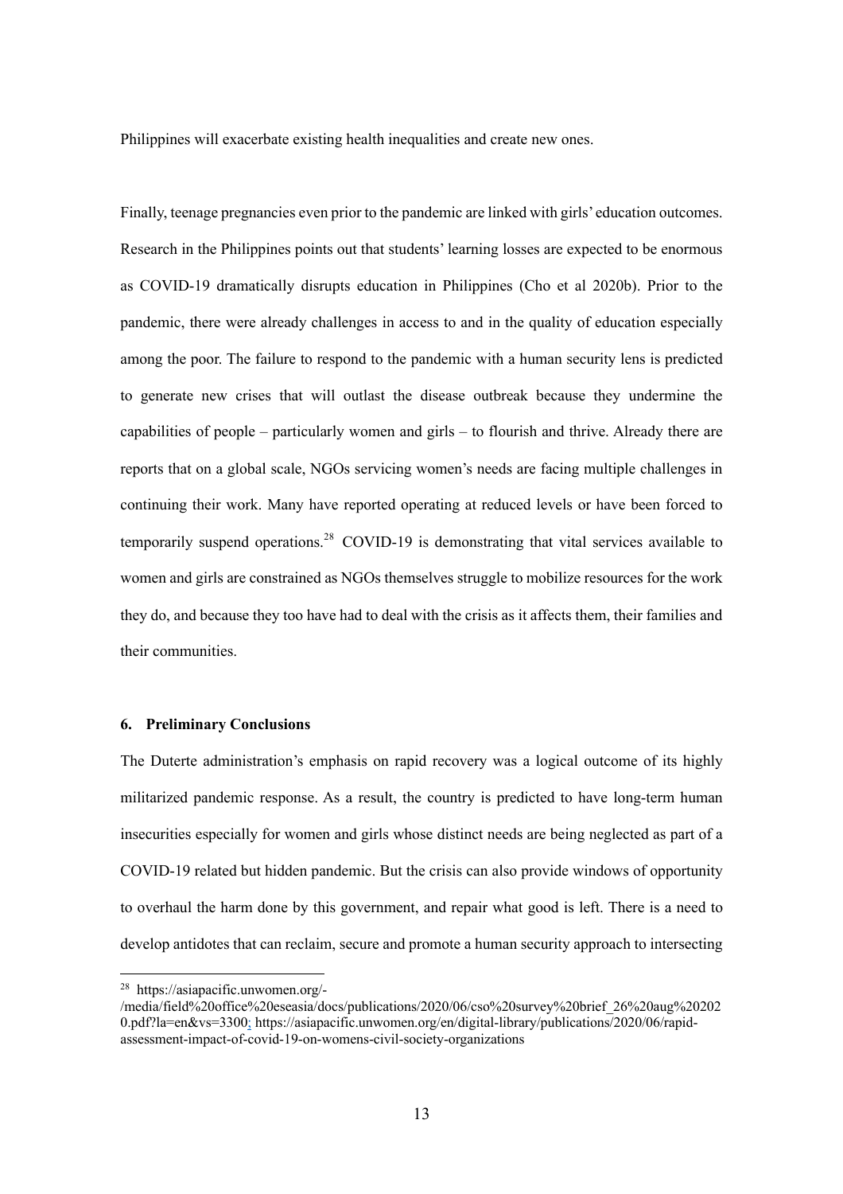Philippines will exacerbate existing health inequalities and create new ones.

Finally, teenage pregnancies even prior to the pandemic are linked with girls' education outcomes. Research in the Philippines points out that students' learning losses are expected to be enormous as COVID-19 dramatically disrupts education in Philippines (Cho et al 2020b). Prior to the pandemic, there were already challenges in access to and in the quality of education especially among the poor. The failure to respond to the pandemic with a human security lens is predicted to generate new crises that will outlast the disease outbreak because they undermine the capabilities of people – particularly women and girls – to flourish and thrive. Already there are reports that on a global scale, NGOs servicing women's needs are facing multiple challenges in continuing their work. Many have reported operating at reduced levels or have been forced to temporarily suspend operations.[28] COVID-19 is demonstrating that vital services available to women and girls are constrained as NGOs themselves struggle to mobilize resources for the work they do, and because they too have had to deal with the crisis as it affects them, their families and their communities.

## 6. Preliminary Conclusions

The Duterte administration's emphasis on rapid recovery was a logical outcome of its highly militarized pandemic response. As a result, the country is predicted to have long-term human insecurities especially for women and girls whose distinct needs are being neglected as part of a COVID-19 related but hidden pandemic. But the crisis can also provide windows of opportunity to overhaul the harm done by this government, and repair what good is left. There is a need to develop antidotes that can reclaim, secure and promote a human security approach to intersecting

---

[28] https://asiapacific.unwomen.org/-/media/field%20office%20eseasia/docs/publications/2020/06/cso%20survey%20brief_26%20aug%202020.pdf?la=en&vs=3300; https://asiapacific.unwomen.org/en/digital-library/publications/2020/06/rapid-assessment-impact-of-covid-19-on-womens-civil-society-organizations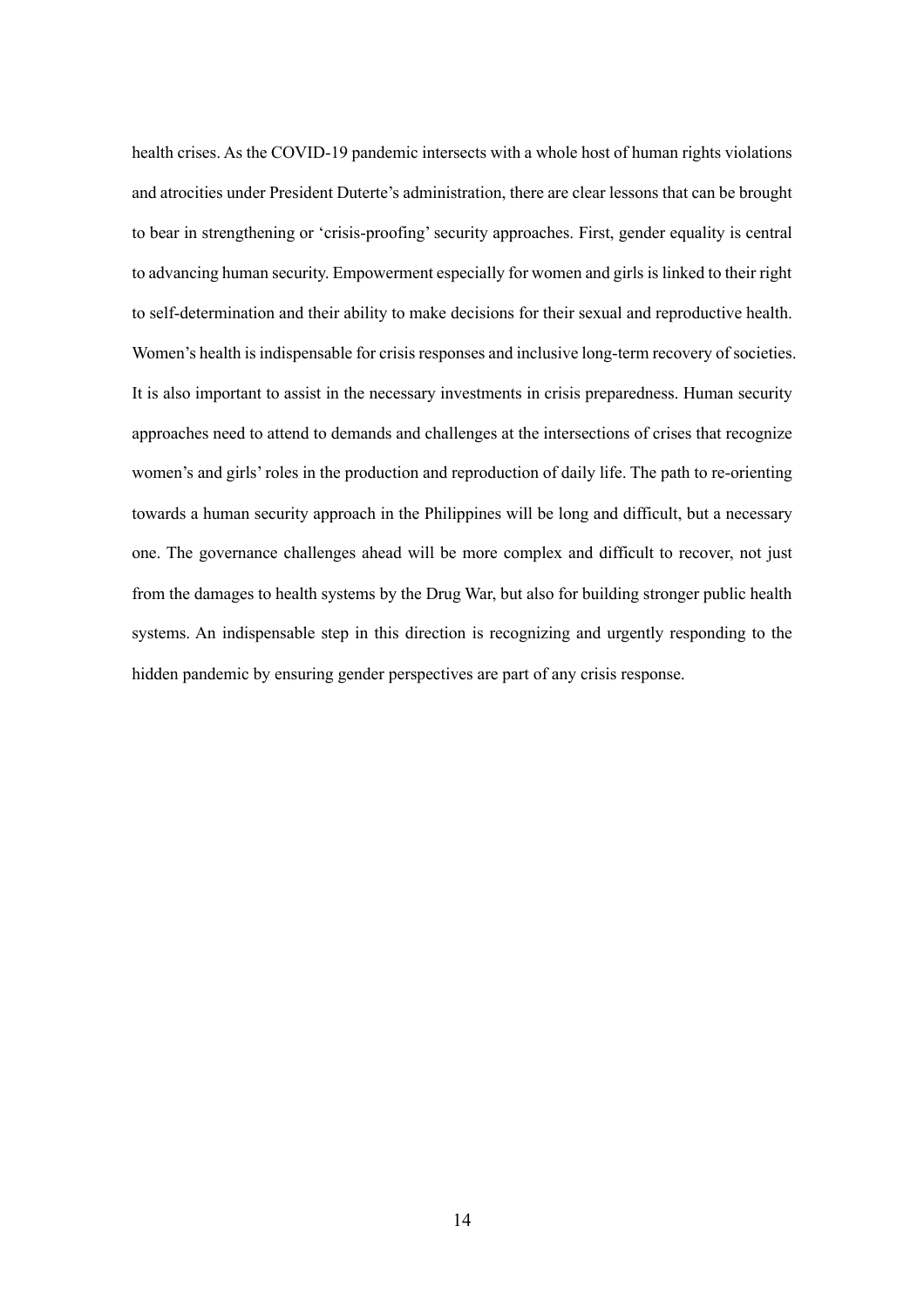health crises. As the COVID-19 pandemic intersects with a whole host of human rights violations and atrocities under President Duterte's administration, there are clear lessons that can be brought to bear in strengthening or 'crisis-proofing' security approaches. First, gender equality is central to advancing human security. Empowerment especially for women and girls is linked to their right to self-determination and their ability to make decisions for their sexual and reproductive health. Women's health is indispensable for crisis responses and inclusive long-term recovery of societies. It is also important to assist in the necessary investments in crisis preparedness. Human security approaches need to attend to demands and challenges at the intersections of crises that recognize women's and girls' roles in the production and reproduction of daily life. The path to re-orienting towards a human security approach in the Philippines will be long and difficult, but a necessary one. The governance challenges ahead will be more complex and difficult to recover, not just from the damages to health systems by the Drug War, but also for building stronger public health systems. An indispensable step in this direction is recognizing and urgently responding to the hidden pandemic by ensuring gender perspectives are part of any crisis response.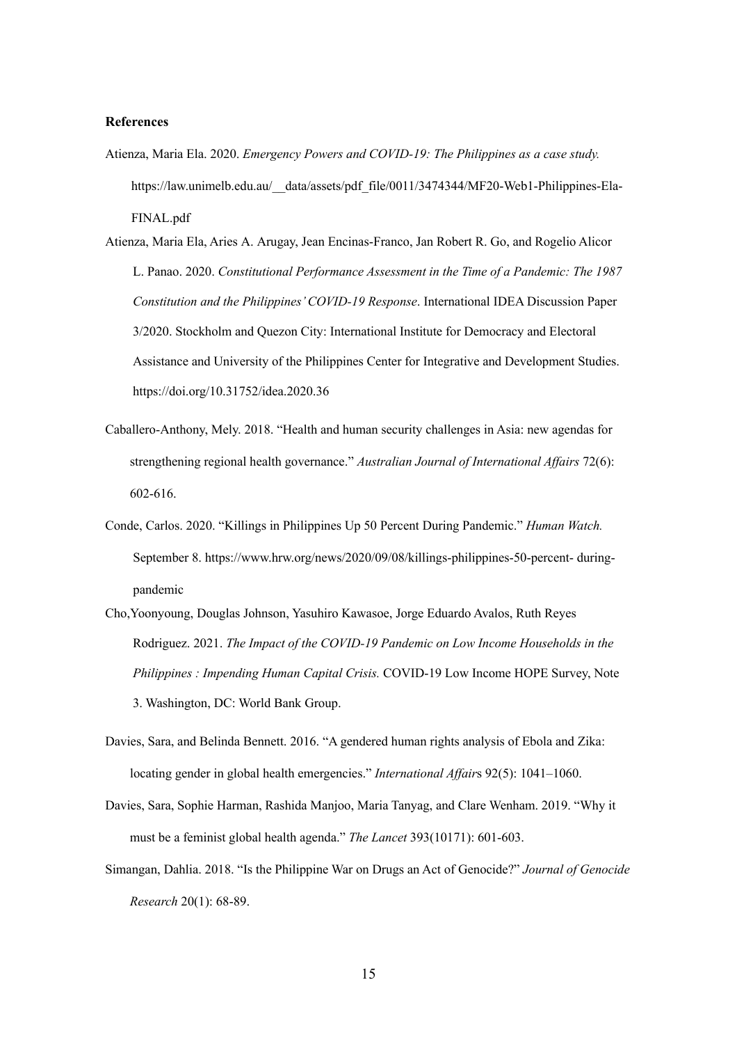**References**

Atienza, Maria Ela. 2020. *Emergency Powers and COVID-19: The Philippines as a case study.* https://law.unimelb.edu.au/__data/assets/pdf_file/0011/3474344/MF20-Web1-Philippines-Ela-FINAL.pdf

Atienza, Maria Ela, Aries A. Arugay, Jean Encinas-Franco, Jan Robert R. Go, and Rogelio Alicor L. Panao. 2020. *Constitutional Performance Assessment in the Time of a Pandemic: The 1987 Constitution and the Philippines' COVID-19 Response*. International IDEA Discussion Paper 3/2020. Stockholm and Quezon City: International Institute for Democracy and Electoral Assistance and University of the Philippines Center for Integrative and Development Studies. https://doi.org/10.31752/idea.2020.36

Caballero-Anthony, Mely. 2018. "Health and human security challenges in Asia: new agendas for strengthening regional health governance." *Australian Journal of International Affairs* 72(6): 602-616.

Conde, Carlos. 2020. "Killings in Philippines Up 50 Percent During Pandemic." *Human Watch.* September 8. https://www.hrw.org/news/2020/09/08/killings-philippines-50-percent- during-pandemic

Cho,Yoonyoung, Douglas Johnson, Yasuhiro Kawasoe, Jorge Eduardo Avalos, Ruth Reyes Rodriguez. 2021. *The Impact of the COVID-19 Pandemic on Low Income Households in the Philippines : Impending Human Capital Crisis.* COVID-19 Low Income HOPE Survey, Note 3. Washington, DC: World Bank Group.

Davies, Sara, and Belinda Bennett. 2016. "A gendered human rights analysis of Ebola and Zika: locating gender in global health emergencies." *International Affair*s 92(5): 1041–1060.

Davies, Sara, Sophie Harman, Rashida Manjoo, Maria Tanyag, and Clare Wenham. 2019. "Why it must be a feminist global health agenda." *The Lancet* 393(10171): 601-603.

Simangan, Dahlia. 2018. "Is the Philippine War on Drugs an Act of Genocide?" *Journal of Genocide Research* 20(1): 68-89.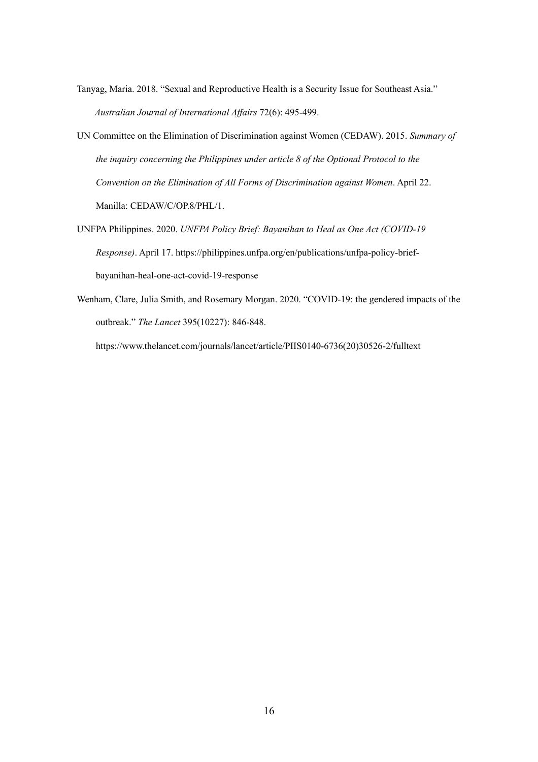Tanyag, Maria. 2018. "Sexual and Reproductive Health is a Security Issue for Southeast Asia." *Australian Journal of International Affairs* 72(6): 495-499.

UN Committee on the Elimination of Discrimination against Women (CEDAW). 2015. *Summary of the inquiry concerning the Philippines under article 8 of the Optional Protocol to the Convention on the Elimination of All Forms of Discrimination against Women*. April 22. Manilla: CEDAW/C/OP.8/PHL/1.

UNFPA Philippines. 2020. *UNFPA Policy Brief: Bayanihan to Heal as One Act (COVID-19 Response)*. April 17. https://philippines.unfpa.org/en/publications/unfpa-policy-brief-bayanihan-heal-one-act-covid-19-response

Wenham, Clare, Julia Smith, and Rosemary Morgan. 2020. "COVID-19: the gendered impacts of the outbreak." *The Lancet* 395(10227): 846-848. https://www.thelancet.com/journals/lancet/article/PIIS0140-6736(20)30526-2/fulltext